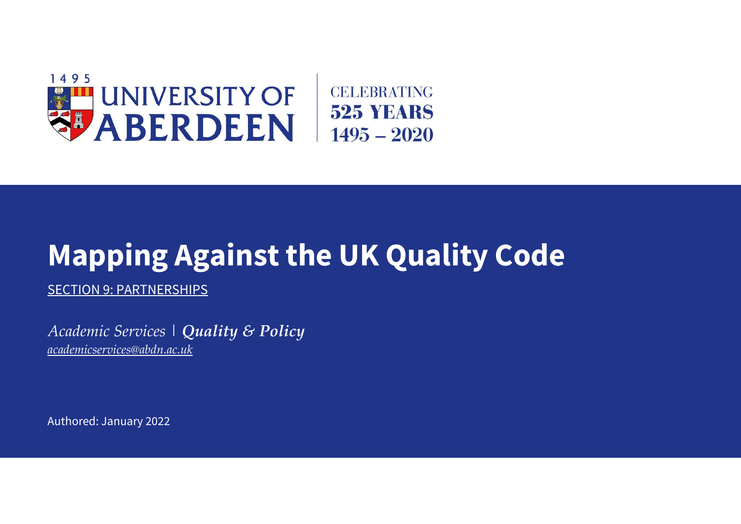1495 UNIVERSITY OF ABERDEEN | CELEBRATING 525 YEARS 1495 – 2020

# Mapping Against the UK Quality Code

SECTION 9: PARTNERSHIPS

*Academic Services* | ***Quality & Policy***
*academicservices@abdn.ac.uk*

Authored: January 2022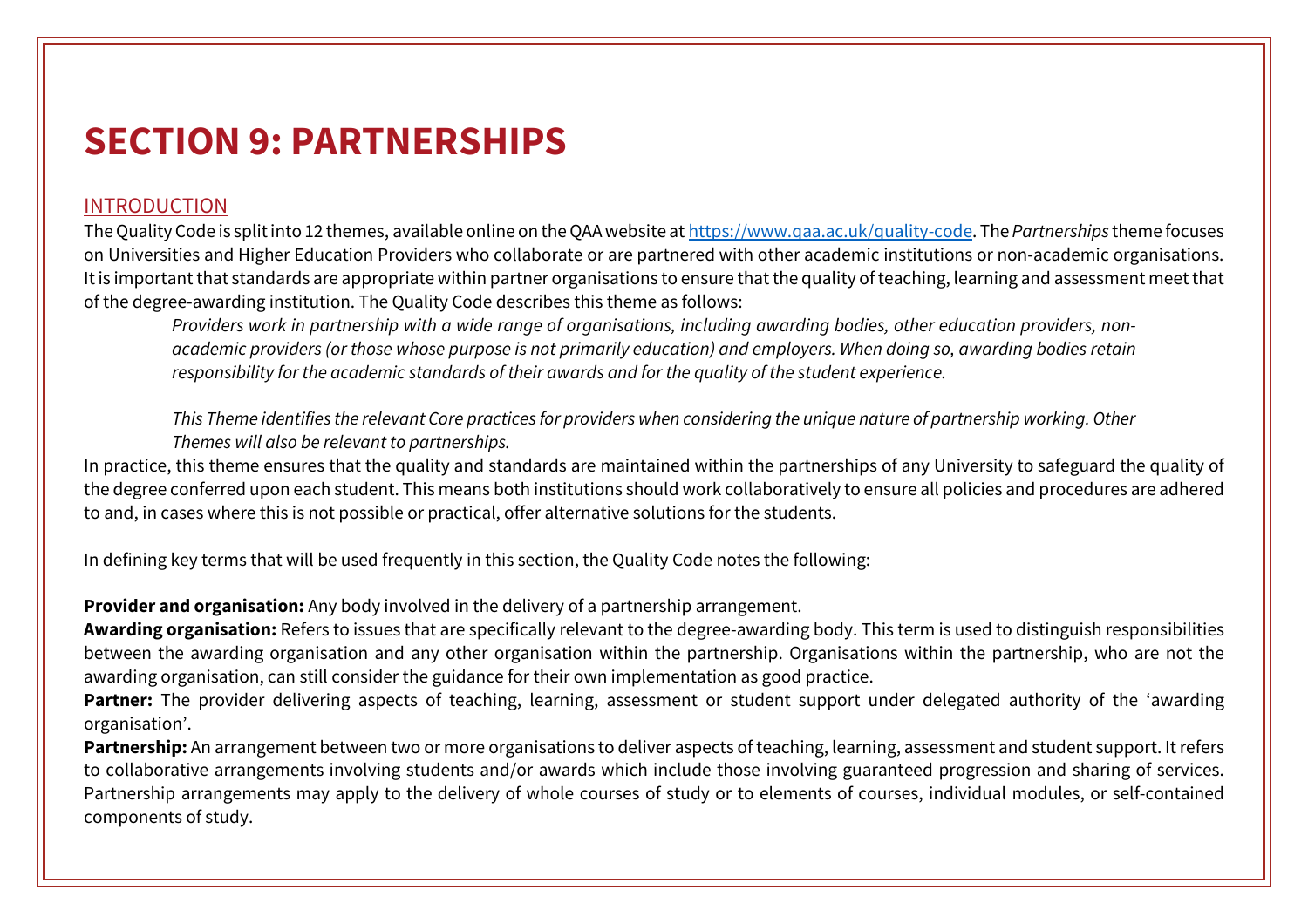# SECTION 9: PARTNERSHIPS

## INTRODUCTION

The Quality Code is split into 12 themes, available online on the QAA website at [https://www.qaa.ac.uk/quality-code](https://www.qaa.ac.uk/quality-code). The *Partnerships* theme focuses on Universities and Higher Education Providers who collaborate or are partnered with other academic institutions or non-academic organisations. It is important that standards are appropriate within partner organisations to ensure that the quality of teaching, learning and assessment meet that of the degree-awarding institution. The Quality Code describes this theme as follows:

> *Providers work in partnership with a wide range of organisations, including awarding bodies, other education providers, non-academic providers (or those whose purpose is not primarily education) and employers. When doing so, awarding bodies retain responsibility for the academic standards of their awards and for the quality of the student experience.*
>
> *This Theme identifies the relevant Core practices for providers when considering the unique nature of partnership working. Other Themes will also be relevant to partnerships.*

In practice, this theme ensures that the quality and standards are maintained within the partnerships of any University to safeguard the quality of the degree conferred upon each student. This means both institutions should work collaboratively to ensure all policies and procedures are adhered to and, in cases where this is not possible or practical, offer alternative solutions for the students.

In defining key terms that will be used frequently in this section, the Quality Code notes the following:

**Provider and organisation:** Any body involved in the delivery of a partnership arrangement.
**Awarding organisation:** Refers to issues that are specifically relevant to the degree-awarding body. This term is used to distinguish responsibilities between the awarding organisation and any other organisation within the partnership. Organisations within the partnership, who are not the awarding organisation, can still consider the guidance for their own implementation as good practice.
**Partner:** The provider delivering aspects of teaching, learning, assessment or student support under delegated authority of the 'awarding organisation'.
**Partnership:** An arrangement between two or more organisations to deliver aspects of teaching, learning, assessment and student support. It refers to collaborative arrangements involving students and/or awards which include those involving guaranteed progression and sharing of services. Partnership arrangements may apply to the delivery of whole courses of study or to elements of courses, individual modules, or self-contained components of study.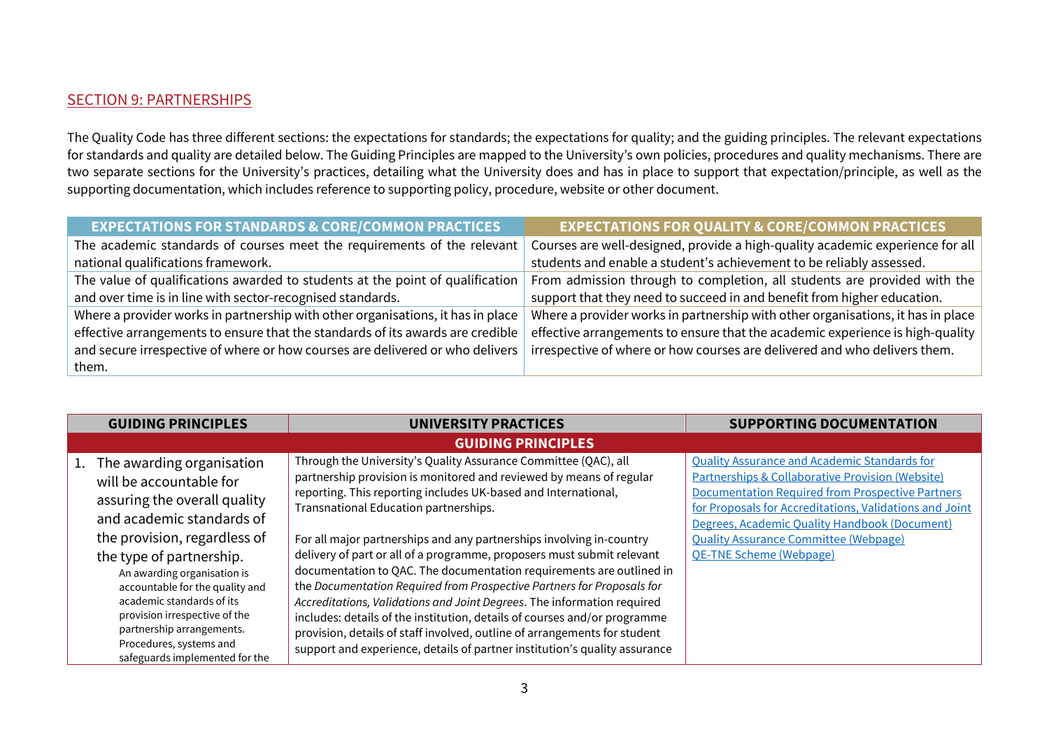## SECTION 9: PARTNERSHIPS

The Quality Code has three different sections: the expectations for standards; the expectations for quality; and the guiding principles. The relevant expectations for standards and quality are detailed below. The Guiding Principles are mapped to the University's own policies, procedures and quality mechanisms. There are two separate sections for the University's practices, detailing what the University does and has in place to support that expectation/principle, as well as the supporting documentation, which includes reference to supporting policy, procedure, website or other document.

| EXPECTATIONS FOR STANDARDS & CORE/COMMON PRACTICES | EXPECTATIONS FOR QUALITY & CORE/COMMON PRACTICES |
|---|---|
| The academic standards of courses meet the requirements of the relevant national qualifications framework. | Courses are well-designed, provide a high-quality academic experience for all students and enable a student's achievement to be reliably assessed. |
| The value of qualifications awarded to students at the point of qualification and over time is in line with sector-recognised standards. | From admission through to completion, all students are provided with the support that they need to succeed in and benefit from higher education. |
| Where a provider works in partnership with other organisations, it has in place effective arrangements to ensure that the standards of its awards are credible and secure irrespective of where or how courses are delivered or who delivers them. | Where a provider works in partnership with other organisations, it has in place effective arrangements to ensure that the academic experience is high-quality irrespective of where or how courses are delivered and who delivers them. |

| GUIDING PRINCIPLES | UNIVERSITY PRACTICES | SUPPORTING DOCUMENTATION |
|---|---|---|
| **GUIDING PRINCIPLES** | | |
| 1. The awarding organisation will be accountable for assuring the overall quality and academic standards of the provision, regardless of the type of partnership.<br>An awarding organisation is accountable for the quality and academic standards of its provision irrespective of the partnership arrangements. Procedures, systems and safeguards implemented for the | Through the University's Quality Assurance Committee (QAC), all partnership provision is monitored and reviewed by means of regular reporting. This reporting includes UK-based and International, Transnational Education partnerships.<br><br>For all major partnerships and any partnerships involving in-country delivery of part or all of a programme, proposers must submit relevant documentation to QAC. The documentation requirements are outlined in the *Documentation Required from Prospective Partners for Proposals for Accreditations, Validations and Joint Degrees*. The information required includes: details of the institution, details of courses and/or programme provision, details of staff involved, outline of arrangements for student support and experience, details of partner institution's quality assurance | Quality Assurance and Academic Standards for Partnerships & Collaborative Provision (Website)<br>Documentation Required from Prospective Partners for Proposals for Accreditations, Validations and Joint Degrees, Academic Quality Handbook (Document)<br>Quality Assurance Committee (Webpage)<br>QE-TNE Scheme (Webpage) |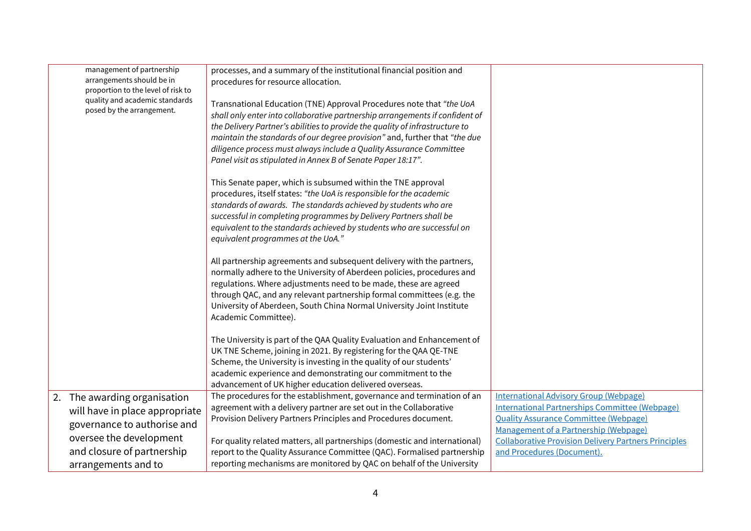| | | |
|---|---|---|
| management of partnership arrangements should be in proportion to the level of risk to quality and academic standards posed by the arrangement. | processes, and a summary of the institutional financial position and procedures for resource allocation.<br><br>Transnational Education (TNE) Approval Procedures note that *"the UoA shall only enter into collaborative partnership arrangements if confident of the Delivery Partner's abilities to provide the quality of infrastructure to maintain the standards of our degree provision"* and, further that *"the due diligence process must always include a Quality Assurance Committee Panel visit as stipulated in Annex B of Senate Paper 18:17"*.<br><br>This Senate paper, which is subsumed within the TNE approval procedures, itself states: *"the UoA is responsible for the academic standards of awards. The standards achieved by students who are successful in completing programmes by Delivery Partners shall be equivalent to the standards achieved by students who are successful on equivalent programmes at the UoA."*<br><br>All partnership agreements and subsequent delivery with the partners, normally adhere to the University of Aberdeen policies, procedures and regulations. Where adjustments need to be made, these are agreed through QAC, and any relevant partnership formal committees (e.g. the University of Aberdeen, South China Normal University Joint Institute Academic Committee).<br><br>The University is part of the QAA Quality Evaluation and Enhancement of UK TNE Scheme, joining in 2021. By registering for the QAA QE-TNE Scheme, the University is investing in the quality of our students' academic experience and demonstrating our commitment to the advancement of UK higher education delivered overseas. | |
| 2. The awarding organisation will have in place appropriate governance to authorise and oversee the development and closure of partnership arrangements and to | The procedures for the establishment, governance and termination of an agreement with a delivery partner are set out in the Collaborative Provision Delivery Partners Principles and Procedures document.<br><br>For quality related matters, all partnerships (domestic and international) report to the Quality Assurance Committee (QAC). Formalised partnership reporting mechanisms are monitored by QAC on behalf of the University | International Advisory Group (Webpage)<br>International Partnerships Committee (Webpage)<br>Quality Assurance Committee (Webpage)<br>Management of a Partnership (Webpage)<br>Collaborative Provision Delivery Partners Principles and Procedures (Document). |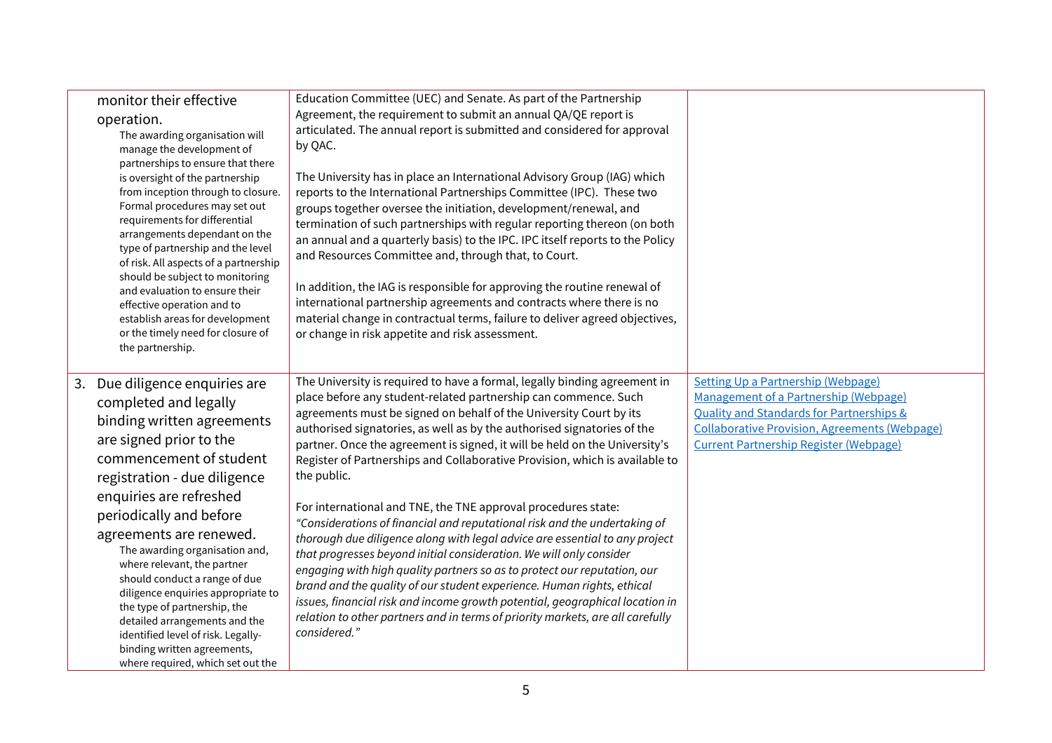| | | |
|---|---|---|
| monitor their effective operation.<br>The awarding organisation will manage the development of partnerships to ensure that there is oversight of the partnership from inception through to closure. Formal procedures may set out requirements for differential arrangements dependant on the type of partnership and the level of risk. All aspects of a partnership should be subject to monitoring and evaluation to ensure their effective operation and to establish areas for development or the timely need for closure of the partnership. | Education Committee (UEC) and Senate. As part of the Partnership Agreement, the requirement to submit an annual QA/QE report is articulated. The annual report is submitted and considered for approval by QAC.<br><br>The University has in place an International Advisory Group (IAG) which reports to the International Partnerships Committee (IPC). These two groups together oversee the initiation, development/renewal, and termination of such partnerships with regular reporting thereon (on both an annual and a quarterly basis) to the IPC. IPC itself reports to the Policy and Resources Committee and, through that, to Court.<br><br>In addition, the IAG is responsible for approving the routine renewal of international partnership agreements and contracts where there is no material change in contractual terms, failure to deliver agreed objectives, or change in risk appetite and risk assessment. | |
| 3. Due diligence enquiries are completed and legally binding written agreements are signed prior to the commencement of student registration - due diligence enquiries are refreshed periodically and before agreements are renewed.<br>The awarding organisation and, where relevant, the partner should conduct a range of due diligence enquiries appropriate to the type of partnership, the detailed arrangements and the identified level of risk. Legally-binding written agreements, where required, which set out the | The University is required to have a formal, legally binding agreement in place before any student-related partnership can commence. Such agreements must be signed on behalf of the University Court by its authorised signatories, as well as by the authorised signatories of the partner. Once the agreement is signed, it will be held on the University's Register of Partnerships and Collaborative Provision, which is available to the public.<br><br>For international and TNE, the TNE approval procedures state: *"Considerations of financial and reputational risk and the undertaking of thorough due diligence along with legal advice are essential to any project that progresses beyond initial consideration. We will only consider engaging with high quality partners so as to protect our reputation, our brand and the quality of our student experience. Human rights, ethical issues, financial risk and income growth potential, geographical location in relation to other partners and in terms of priority markets, are all carefully considered."* | Setting Up a Partnership (Webpage)<br>Management of a Partnership (Webpage)<br>Quality and Standards for Partnerships & Collaborative Provision, Agreements (Webpage)<br>Current Partnership Register (Webpage) |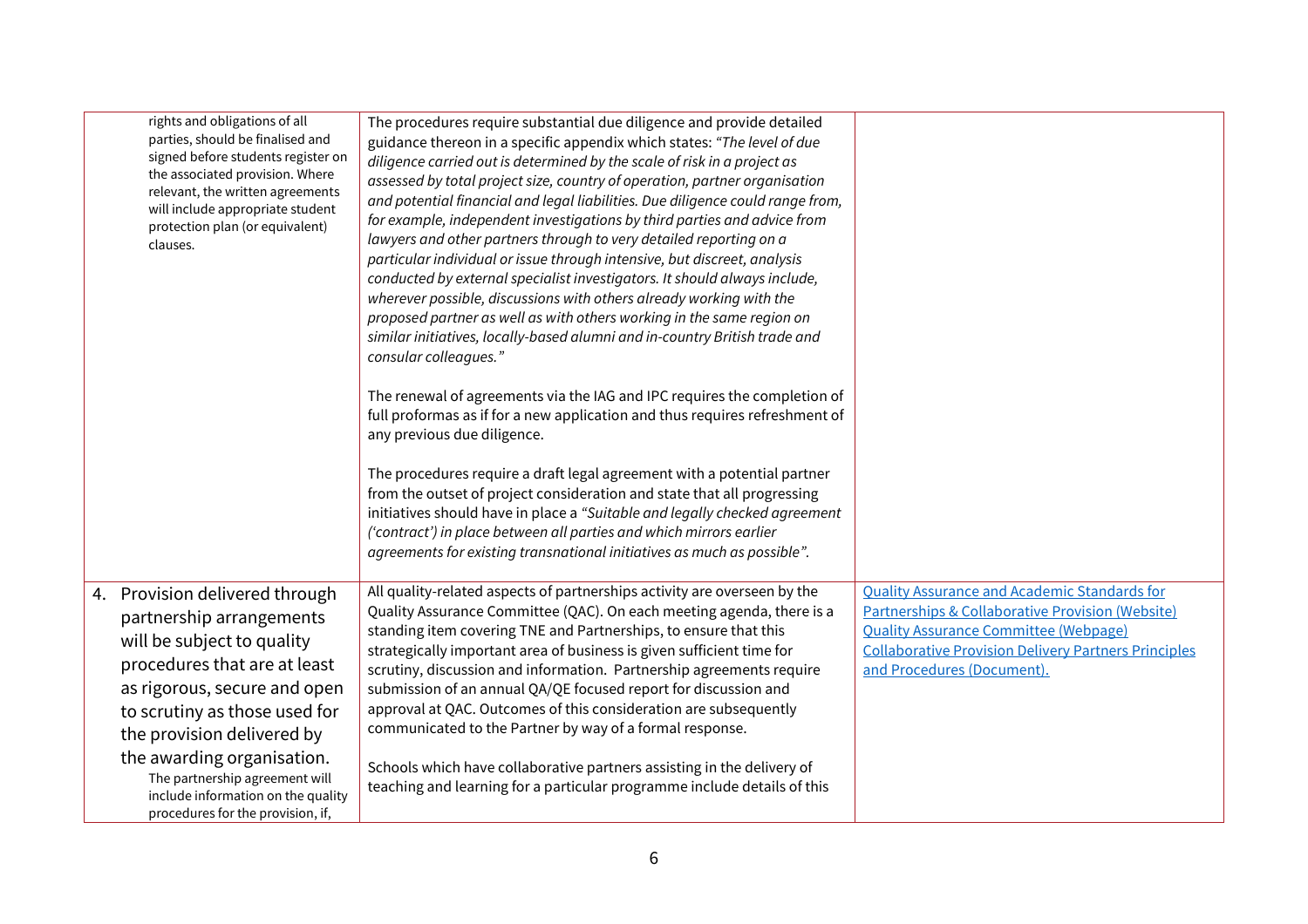| | | |
|---|---|---|
| rights and obligations of all parties, should be finalised and signed before students register on the associated provision. Where relevant, the written agreements will include appropriate student protection plan (or equivalent) clauses. | The procedures require substantial due diligence and provide detailed guidance thereon in a specific appendix which states: *"The level of due diligence carried out is determined by the scale of risk in a project as assessed by total project size, country of operation, partner organisation and potential financial and legal liabilities. Due diligence could range from, for example, independent investigations by third parties and advice from lawyers and other partners through to very detailed reporting on a particular individual or issue through intensive, but discreet, analysis conducted by external specialist investigators. It should always include, wherever possible, discussions with others already working with the proposed partner as well as with others working in the same region on similar initiatives, locally-based alumni and in-country British trade and consular colleagues."*<br><br>The renewal of agreements via the IAG and IPC requires the completion of full proformas as if for a new application and thus requires refreshment of any previous due diligence.<br><br>The procedures require a draft legal agreement with a potential partner from the outset of project consideration and state that all progressing initiatives should have in place a *"Suitable and legally checked agreement ('contract') in place between all parties and which mirrors earlier agreements for existing transnational initiatives as much as possible".* | |
| 4. Provision delivered through partnership arrangements will be subject to quality procedures that are at least as rigorous, secure and open to scrutiny as those used for the provision delivered by the awarding organisation.<br>The partnership agreement will include information on the quality procedures for the provision, if, | All quality-related aspects of partnerships activity are overseen by the Quality Assurance Committee (QAC). On each meeting agenda, there is a standing item covering TNE and Partnerships, to ensure that this strategically important area of business is given sufficient time for scrutiny, discussion and information. Partnership agreements require submission of an annual QA/QE focused report for discussion and approval at QAC. Outcomes of this consideration are subsequently communicated to the Partner by way of a formal response.<br><br>Schools which have collaborative partners assisting in the delivery of teaching and learning for a particular programme include details of this | Quality Assurance and Academic Standards for Partnerships & Collaborative Provision (Website)<br>Quality Assurance Committee (Webpage)<br>Collaborative Provision Delivery Partners Principles and Procedures (Document). |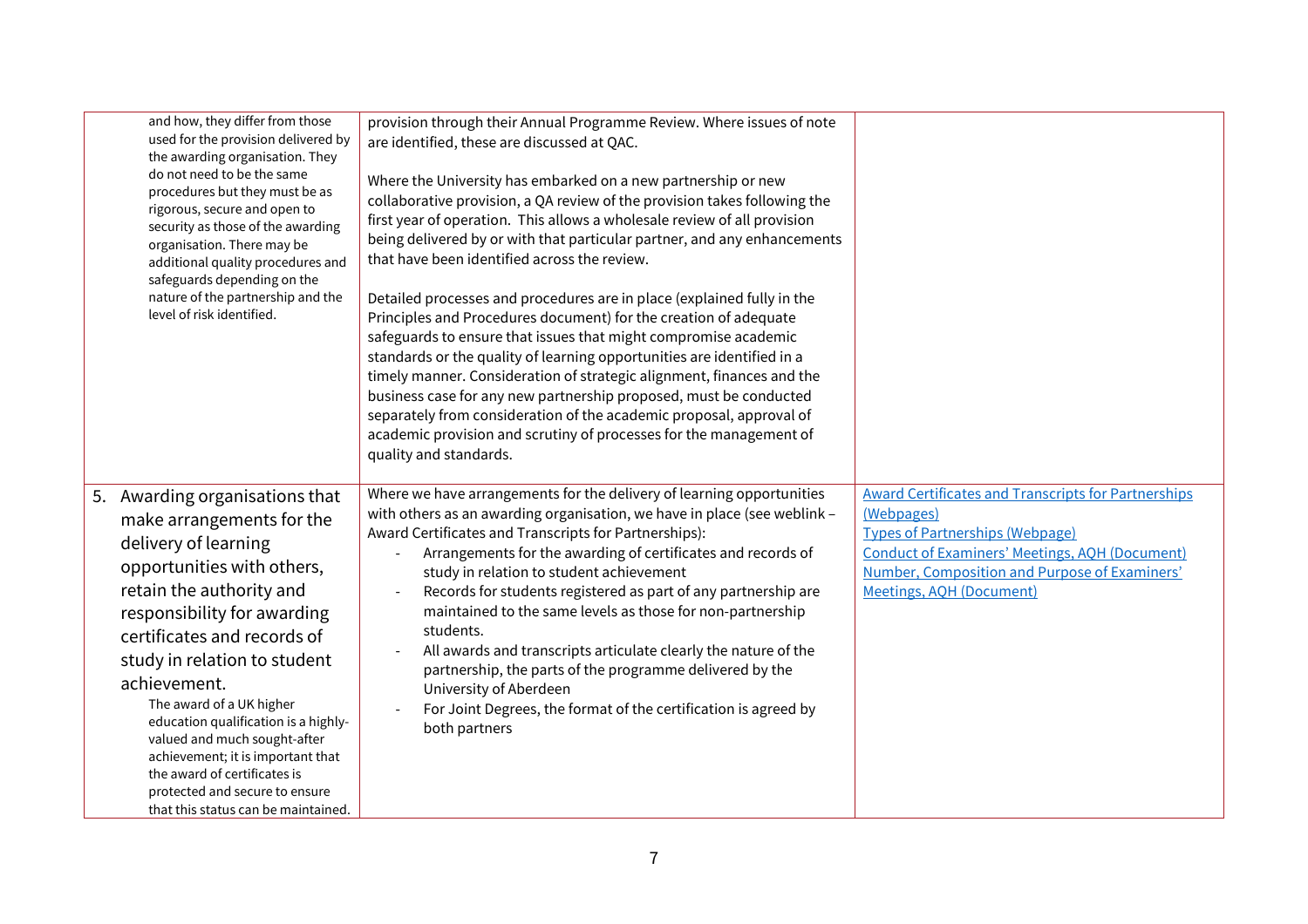| | | |
|---|---|---|
| and how, they differ from those used for the provision delivered by the awarding organisation. They do not need to be the same procedures but they must be as rigorous, secure and open to security as those of the awarding organisation. There may be additional quality procedures and safeguards depending on the nature of the partnership and the level of risk identified. | provision through their Annual Programme Review. Where issues of note are identified, these are discussed at QAC.<br><br>Where the University has embarked on a new partnership or new collaborative provision, a QA review of the provision takes following the first year of operation. This allows a wholesale review of all provision being delivered by or with that particular partner, and any enhancements that have been identified across the review.<br><br>Detailed processes and procedures are in place (explained fully in the Principles and Procedures document) for the creation of adequate safeguards to ensure that issues that might compromise academic standards or the quality of learning opportunities are identified in a timely manner. Consideration of strategic alignment, finances and the business case for any new partnership proposed, must be conducted separately from consideration of the academic proposal, approval of academic provision and scrutiny of processes for the management of quality and standards. | |
| 5. Awarding organisations that make arrangements for the delivery of learning opportunities with others, retain the authority and responsibility for awarding certificates and records of study in relation to student achievement.<br>The award of a UK higher education qualification is a highly-valued and much sought-after achievement; it is important that the award of certificates is protected and secure to ensure that this status can be maintained. | Where we have arrangements for the delivery of learning opportunities with others as an awarding organisation, we have in place (see weblink – Award Certificates and Transcripts for Partnerships):<br>- Arrangements for the awarding of certificates and records of study in relation to student achievement<br>- Records for students registered as part of any partnership are maintained to the same levels as those for non-partnership students.<br>- All awards and transcripts articulate clearly the nature of the partnership, the parts of the programme delivered by the University of Aberdeen<br>- For Joint Degrees, the format of the certification is agreed by both partners | Award Certificates and Transcripts for Partnerships (Webpages)<br>Types of Partnerships (Webpage)<br>Conduct of Examiners' Meetings, AQH (Document)<br>Number, Composition and Purpose of Examiners' Meetings, AQH (Document) |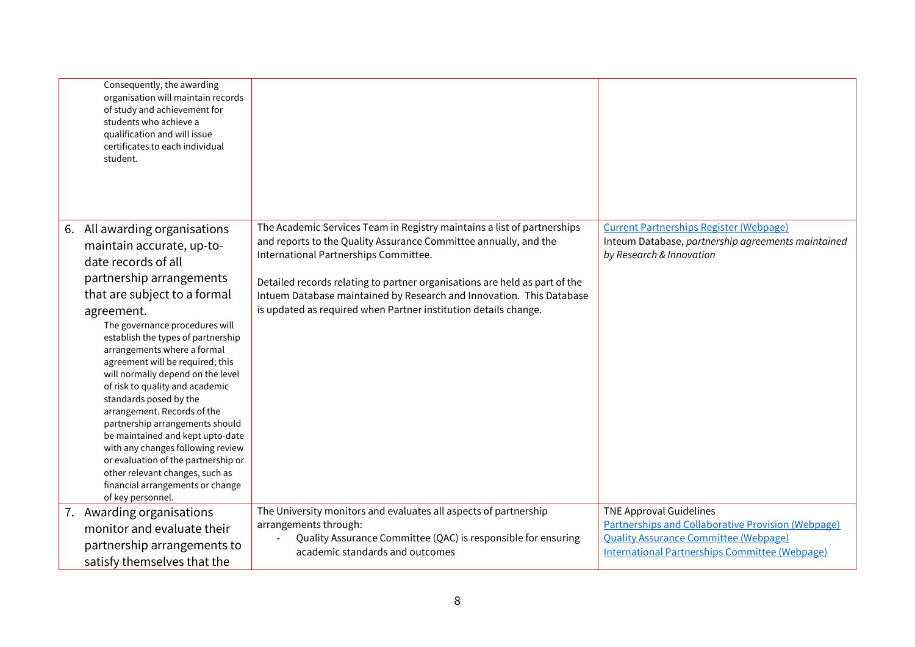| | | |
|---|---|---|
| Consequently, the awarding organisation will maintain records of study and achievement for students who achieve a qualification and will issue certificates to each individual student. | | |
| 6. All awarding organisations maintain accurate, up-to-date records of all partnership arrangements that are subject to a formal agreement.<br>The governance procedures will establish the types of partnership arrangements where a formal agreement will be required; this will normally depend on the level of risk to quality and academic standards posed by the arrangement. Records of the partnership arrangements should be maintained and kept upto-date with any changes following review or evaluation of the partnership or other relevant changes, such as financial arrangements or change of key personnel. | The Academic Services Team in Registry maintains a list of partnerships and reports to the Quality Assurance Committee annually, and the International Partnerships Committee.<br><br>Detailed records relating to partner organisations are held as part of the Intuem Database maintained by Research and Innovation. This Database is updated as required when Partner institution details change. | Current Partnerships Register (Webpage)<br>Inteum Database, *partnership agreements maintained by Research & Innovation* |
| 7. Awarding organisations monitor and evaluate their partnership arrangements to satisfy themselves that the | The University monitors and evaluates all aspects of partnership arrangements through:<br>- Quality Assurance Committee (QAC) is responsible for ensuring academic standards and outcomes | TNE Approval Guidelines<br>Partnerships and Collaborative Provision (Webpage)<br>Quality Assurance Committee (Webpage)<br>International Partnerships Committee (Webpage) |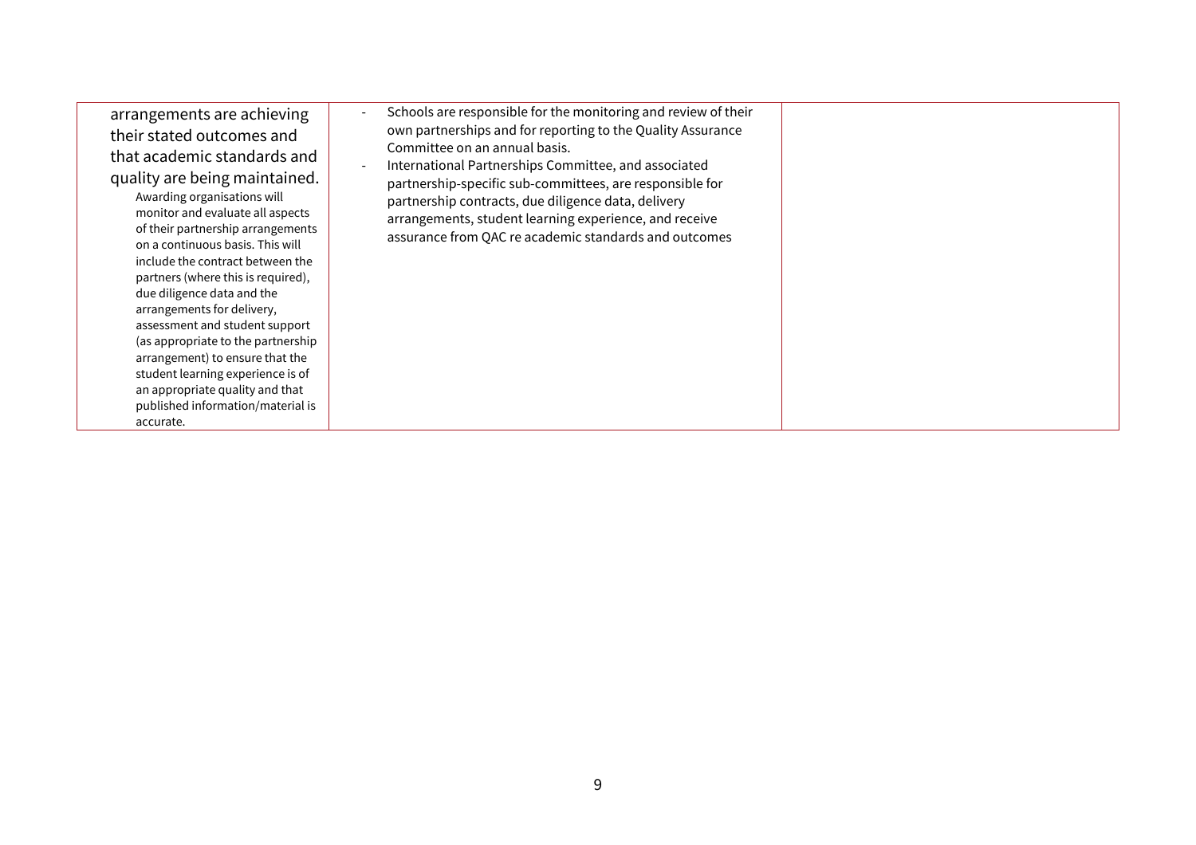| | | |
|---|---|---|
| arrangements are achieving their stated outcomes and that academic standards and quality are being maintained.<br>Awarding organisations will monitor and evaluate all aspects of their partnership arrangements on a continuous basis. This will include the contract between the partners (where this is required), due diligence data and the arrangements for delivery, assessment and student support (as appropriate to the partnership arrangement) to ensure that the student learning experience is of an appropriate quality and that published information/material is accurate. | - Schools are responsible for the monitoring and review of their own partnerships and for reporting to the Quality Assurance Committee on an annual basis.<br>- International Partnerships Committee, and associated partnership-specific sub-committees, are responsible for partnership contracts, due diligence data, delivery arrangements, student learning experience, and receive assurance from QAC re academic standards and outcomes | |